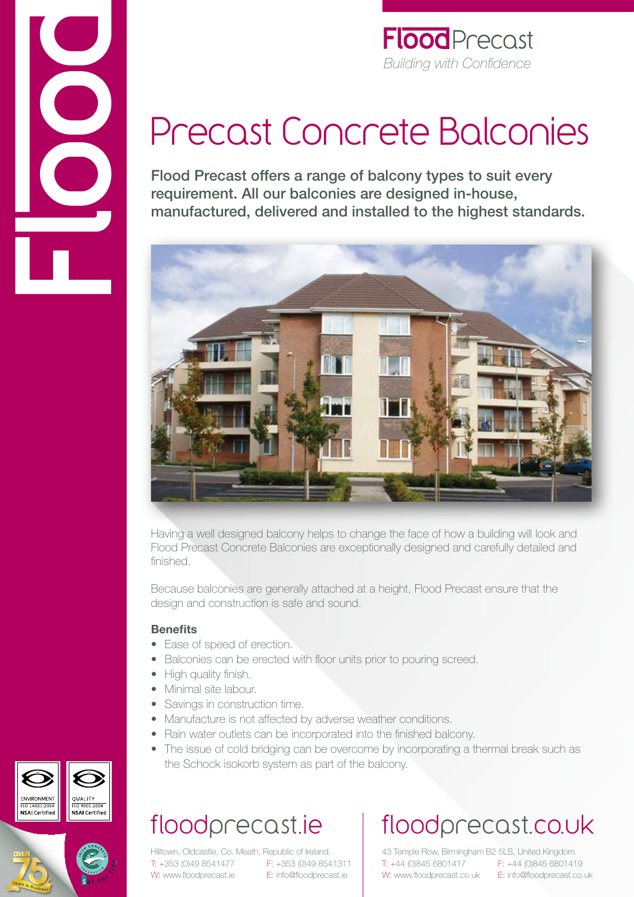**FloodPrecast**
*Building with Confidence*

# Precast Concrete Balconies

**Flood Precast offers a range of balcony types to suit every requirement. All our balconies are designed in-house, manufactured, delivered and installed to the highest standards.**

Having a well designed balcony helps to change the face of how a building will look and Flood Precast Concrete Balconies are exceptionally designed and carefully detailed and finished.

Because balconies are generally attached at a height, Flood Precast ensure that the design and construction is safe and sound.

### Benefits

- Ease of speed of erection.
- Balconies can be erected with floor units prior to pouring screed.
- High quality finish.
- Minimal site labour.
- Savings in construction time.
- Manufacture is not affected by adverse weather conditions.
- Rain water outlets can be incorporated into the finished balcony.
- The issue of cold bridging can be overcome by incorporating a thermal break such as the Schock isokorb system as part of the balcony.

ENVIRONMENT ISO 14001:2004 NSAI Certified

QUALITY ISO 9001:2008 NSAI Certified

## floodprecast.ie

Hilltown, Oldcastle, Co. Meath, Republic of Ireland.
T: +353 (0)49 8541477 F: +353 (0)49 8541311
W: www.floodprecast.ie E: info@floodprecast.ie

## floodprecast.co.uk

43 Temple Row, Birmingham B2 5LS, United Kingdom.
T: +44 (0)845 6801417 F: +44 (0)845 6801419
W: www.floodprecast.co.uk E: info@floodprecast.co.uk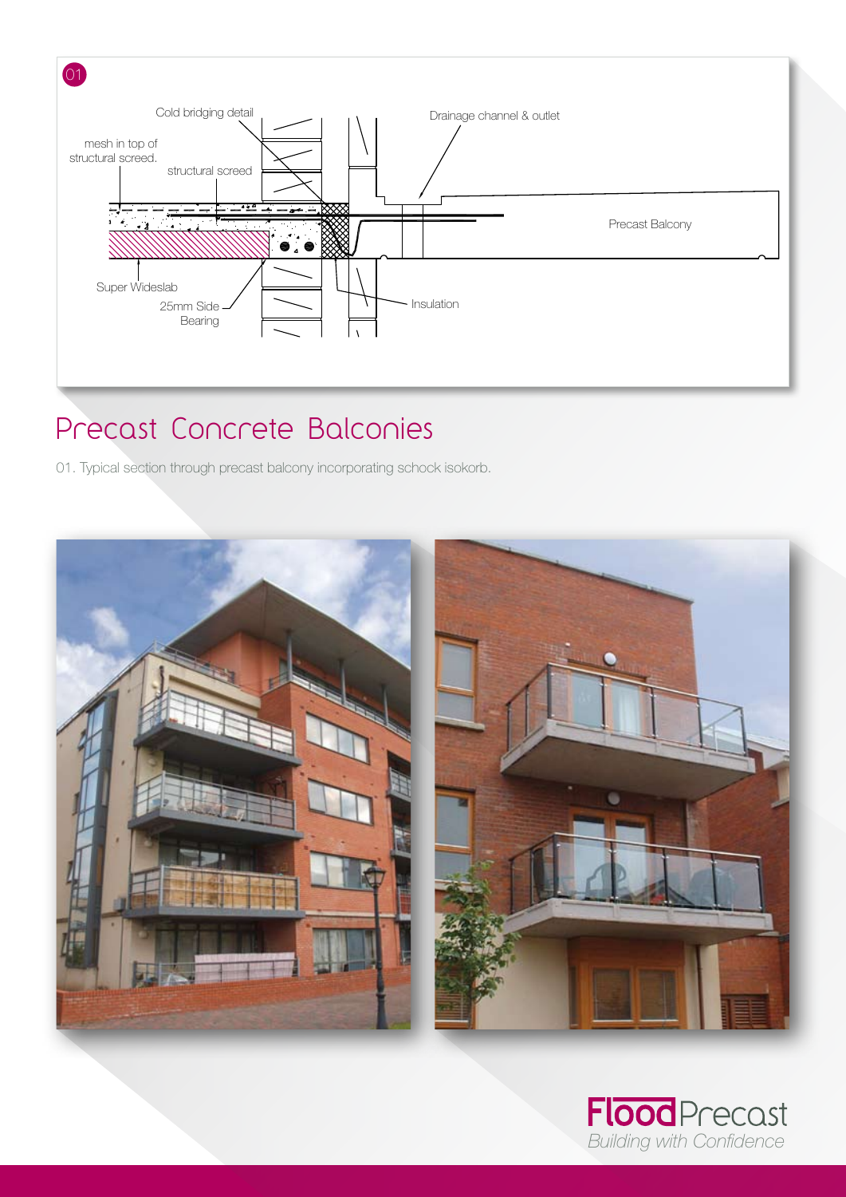01

Cold bridging detail

Drainage channel & outlet

mesh in top of structural screed.

structural screed

Precast Balcony

Super Wideslab

25mm Side Bearing

Insulation

# Precast Concrete Balconies

01. Typical section through precast balcony incorporating schock isokorb.

Flood Precast

*Building with Confidence*